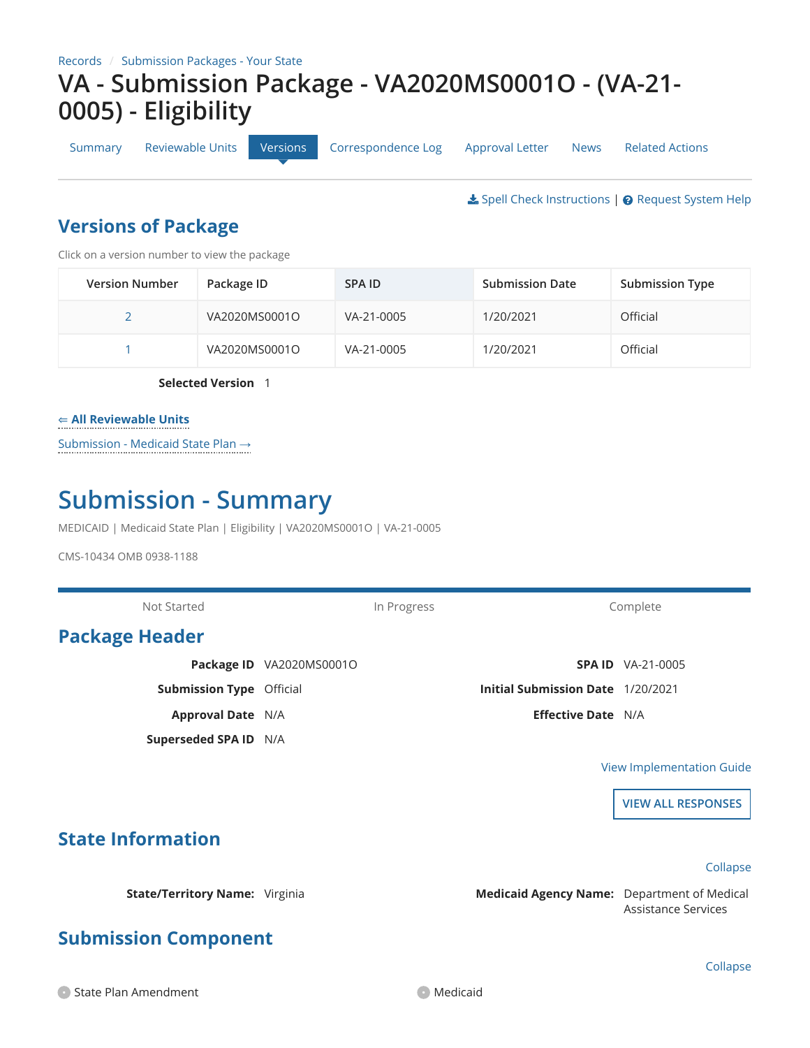Records / Submission Packages - Your State

# VA - Submission Package - VA2020MS0001O - (VA-21-0005) - Eligibility

Summary | Reviewable Units | Versions | Correspondence Log | Approval Letter | News | Related Actions

Spell Check Instructions | Request System Help

## Versions of Package

Click on a version number to view the package

| Version Number | Package ID | SPA ID | Submission Date | Submission Type |
|---|---|---|---|---|
| 2 | VA2020MS0001O | VA-21-0005 | 1/20/2021 | Official |
| 1 | VA2020MS0001O | VA-21-0005 | 1/20/2021 | Official |

**Selected Version** 1

⇐ **All Reviewable Units**

Submission - Medicaid State Plan →

# Submission - Summary

MEDICAID | Medicaid State Plan | Eligibility | VA2020MS0001O | VA-21-0005

CMS-10434 OMB 0938-1188

Not Started | In Progress | Complete

## Package Header

**Package ID** VA2020MS0001O

**Submission Type** Official

**Approval Date** N/A

**Superseded SPA ID** N/A

**SPA ID** VA-21-0005

**Initial Submission Date** 1/20/2021

**Effective Date** N/A

View Implementation Guide

VIEW ALL RESPONSES

## State Information

Collapse

**State/Territory Name:** Virginia

**Medicaid Agency Name:** Department of Medical Assistance Services

## Submission Component

Collapse

- State Plan Amendment
- Medicaid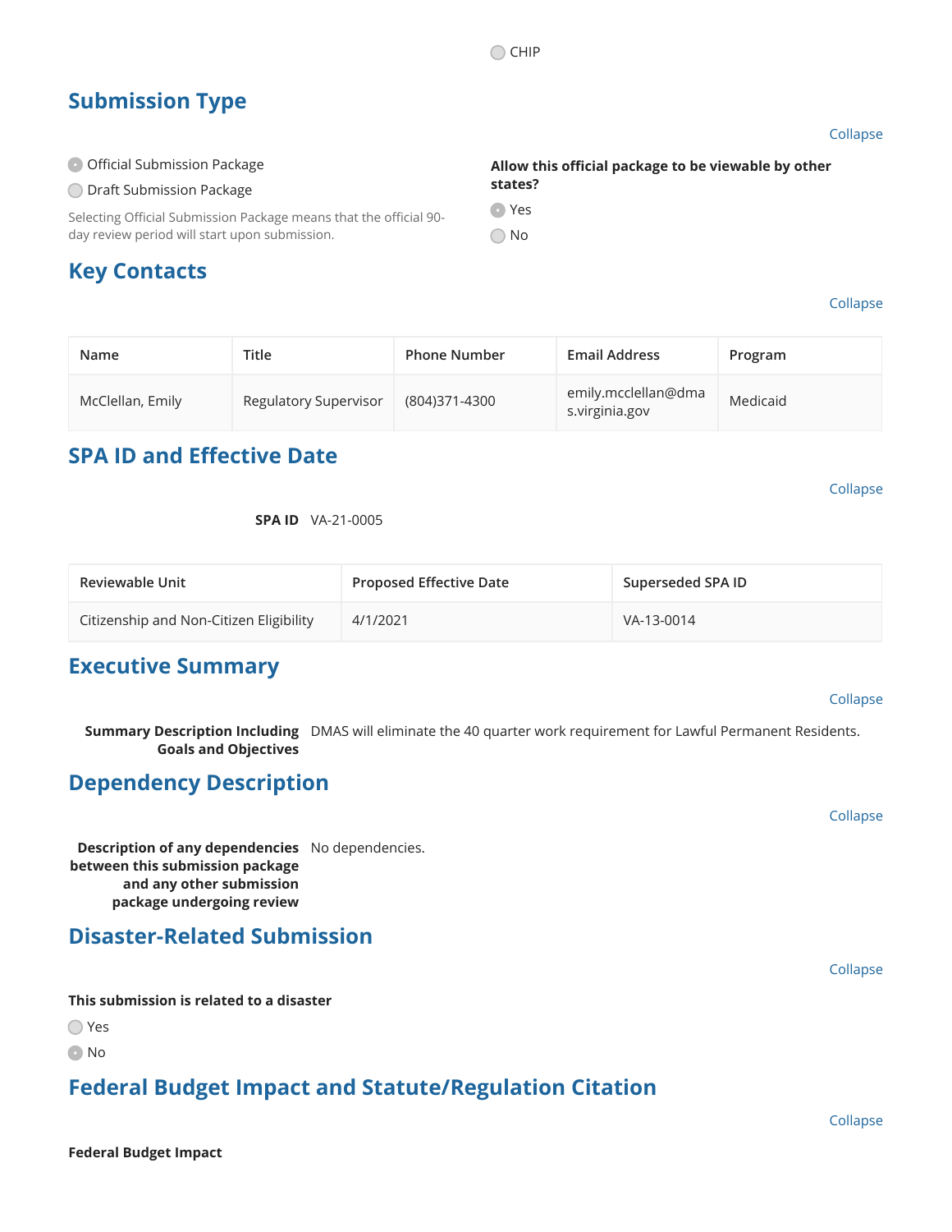○ CHIP

## Submission Type

Collapse

◉ Official Submission Package

○ Draft Submission Package

Selecting Official Submission Package means that the official 90-day review period will start upon submission.

**Allow this official package to be viewable by other states?**

◉ Yes

○ No

## Key Contacts

Collapse

| Name | Title | Phone Number | Email Address | Program |
| --- | --- | --- | --- | --- |
| McClellan, Emily | Regulatory Supervisor | (804)371-4300 | emily.mcclellan@dmas.virginia.gov | Medicaid |

## SPA ID and Effective Date

Collapse

**SPA ID** VA-21-0005

| Reviewable Unit | Proposed Effective Date | Superseded SPA ID |
| --- | --- | --- |
| Citizenship and Non-Citizen Eligibility | 4/1/2021 | VA-13-0014 |

## Executive Summary

Collapse

**Summary Description Including Goals and Objectives** DMAS will eliminate the 40 quarter work requirement for Lawful Permanent Residents.

## Dependency Description

Collapse

**Description of any dependencies between this submission package and any other submission package undergoing review** No dependencies.

## Disaster-Related Submission

Collapse

**This submission is related to a disaster**

○ Yes

◉ No

## Federal Budget Impact and Statute/Regulation Citation

Collapse

**Federal Budget Impact**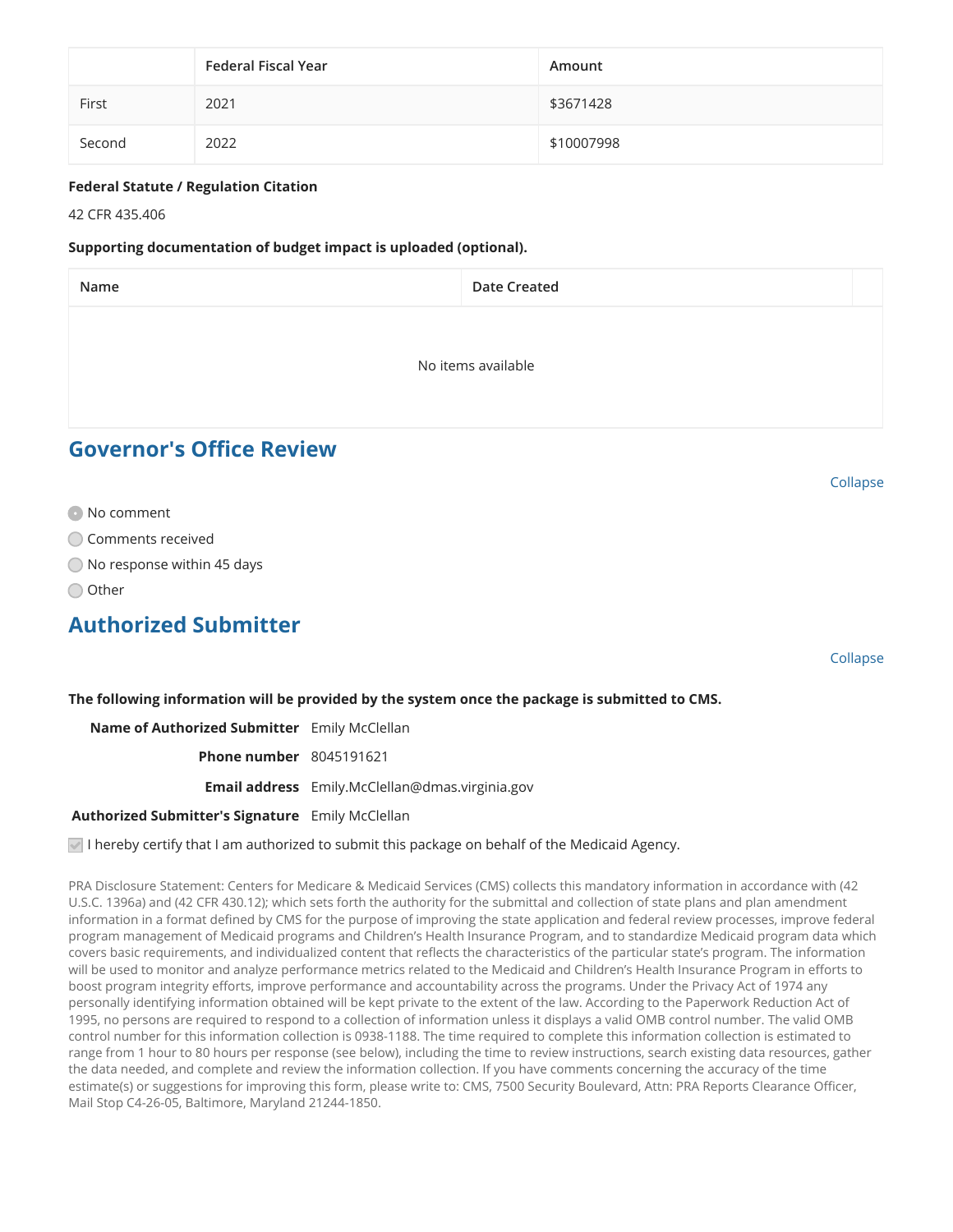| | Federal Fiscal Year | Amount |
|---|---|---|
| First | 2021 | $3671428 |
| Second | 2022 | $10007998 |

**Federal Statute / Regulation Citation**

42 CFR 435.406

**Supporting documentation of budget impact is uploaded (optional).**

| Name | Date Created | |
|---|---|---|
| No items available | | |

## Governor's Office Review

Collapse

- (selected) No comment
- Comments received
- No response within 45 days
- Other

## Authorized Submitter

Collapse

**The following information will be provided by the system once the package is submitted to CMS.**

**Name of Authorized Submitter** Emily McClellan

**Phone number** 8045191621

**Email address** Emily.McClellan@dmas.virginia.gov

**Authorized Submitter's Signature** Emily McClellan

☑ I hereby certify that I am authorized to submit this package on behalf of the Medicaid Agency.

PRA Disclosure Statement: Centers for Medicare & Medicaid Services (CMS) collects this mandatory information in accordance with (42 U.S.C. 1396a) and (42 CFR 430.12); which sets forth the authority for the submittal and collection of state plans and plan amendment information in a format defined by CMS for the purpose of improving the state application and federal review processes, improve federal program management of Medicaid programs and Children's Health Insurance Program, and to standardize Medicaid program data which covers basic requirements, and individualized content that reflects the characteristics of the particular state's program. The information will be used to monitor and analyze performance metrics related to the Medicaid and Children's Health Insurance Program in efforts to boost program integrity efforts, improve performance and accountability across the programs. Under the Privacy Act of 1974 any personally identifying information obtained will be kept private to the extent of the law. According to the Paperwork Reduction Act of 1995, no persons are required to respond to a collection of information unless it displays a valid OMB control number. The valid OMB control number for this information collection is 0938-1188. The time required to complete this information collection is estimated to range from 1 hour to 80 hours per response (see below), including the time to review instructions, search existing data resources, gather the data needed, and complete and review the information collection. If you have comments concerning the accuracy of the time estimate(s) or suggestions for improving this form, please write to: CMS, 7500 Security Boulevard, Attn: PRA Reports Clearance Officer, Mail Stop C4-26-05, Baltimore, Maryland 21244-1850.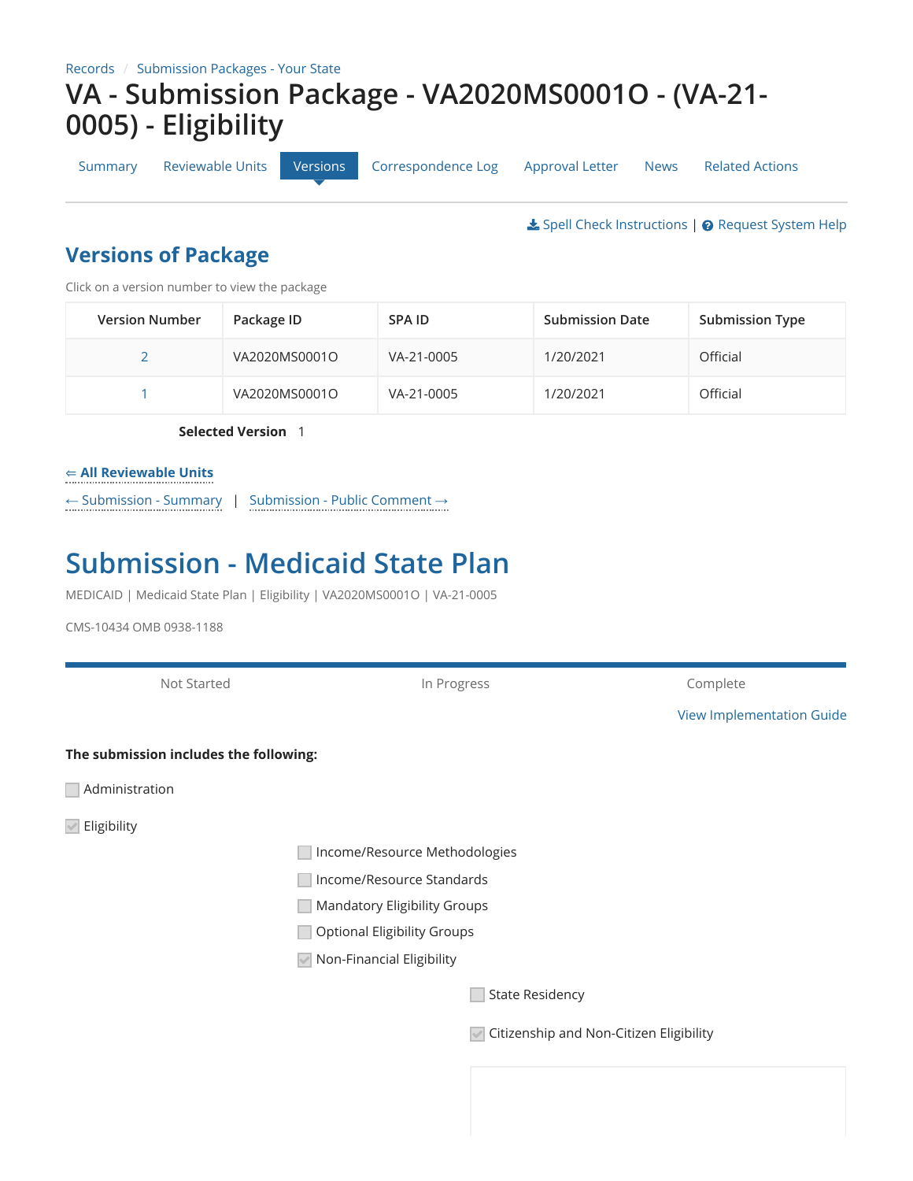Records / Submission Packages - Your State

# VA - Submission Package - VA2020MS0001O - (VA-21-0005) - Eligibility

Summary | Reviewable Units | Versions | Correspondence Log | Approval Letter | News | Related Actions

Spell Check Instructions | Request System Help

## Versions of Package

Click on a version number to view the package

| Version Number | Package ID | SPA ID | Submission Date | Submission Type |
|---|---|---|---|---|
| 2 | VA2020MS0001O | VA-21-0005 | 1/20/2021 | Official |
| 1 | VA2020MS0001O | VA-21-0005 | 1/20/2021 | Official |

**Selected Version** 1

⇐ **All Reviewable Units**

← Submission - Summary | Submission - Public Comment →

## Submission - Medicaid State Plan

MEDICAID | Medicaid State Plan | Eligibility | VA2020MS0001O | VA-21-0005

CMS-10434 OMB 0938-1188

Not Started | In Progress | Complete

View Implementation Guide

**The submission includes the following:**

- [ ] Administration
- [x] Eligibility
  - [ ] Income/Resource Methodologies
  - [ ] Income/Resource Standards
  - [ ] Mandatory Eligibility Groups
  - [ ] Optional Eligibility Groups
  - [x] Non-Financial Eligibility
    - [ ] State Residency
    - [x] Citizenship and Non-Citizen Eligibility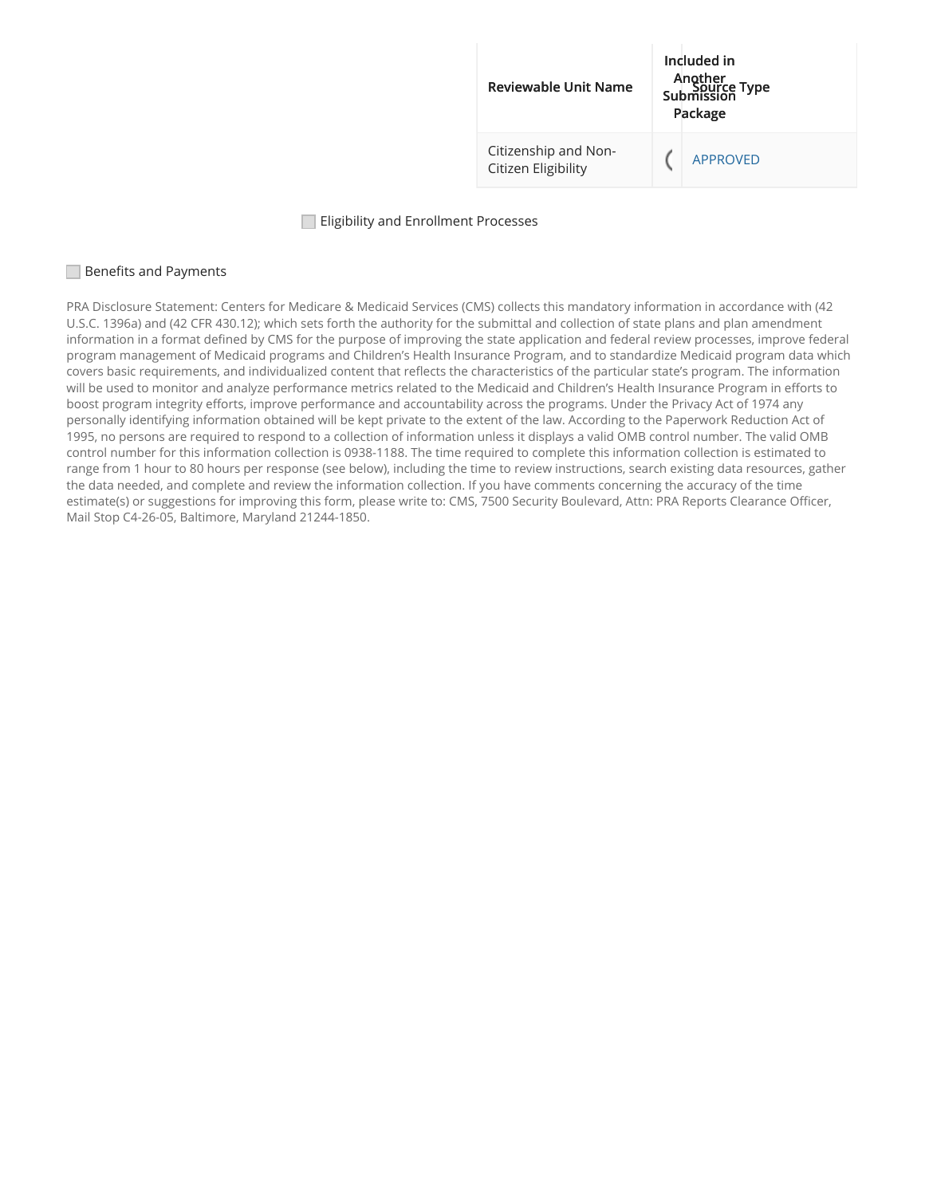| Reviewable Unit Name | Included in Another Submission Package | Source Type |
| --- | --- | --- |
| Citizenship and Non-Citizen Eligibility | ( | APPROVED |

☐ Eligibility and Enrollment Processes

☐ Benefits and Payments

PRA Disclosure Statement: Centers for Medicare & Medicaid Services (CMS) collects this mandatory information in accordance with (42 U.S.C. 1396a) and (42 CFR 430.12); which sets forth the authority for the submittal and collection of state plans and plan amendment information in a format defined by CMS for the purpose of improving the state application and federal review processes, improve federal program management of Medicaid programs and Children's Health Insurance Program, and to standardize Medicaid program data which covers basic requirements, and individualized content that reflects the characteristics of the particular state's program. The information will be used to monitor and analyze performance metrics related to the Medicaid and Children's Health Insurance Program in efforts to boost program integrity efforts, improve performance and accountability across the programs. Under the Privacy Act of 1974 any personally identifying information obtained will be kept private to the extent of the law. According to the Paperwork Reduction Act of 1995, no persons are required to respond to a collection of information unless it displays a valid OMB control number. The valid OMB control number for this information collection is 0938-1188. The time required to complete this information collection is estimated to range from 1 hour to 80 hours per response (see below), including the time to review instructions, search existing data resources, gather the data needed, and complete and review the information collection. If you have comments concerning the accuracy of the time estimate(s) or suggestions for improving this form, please write to: CMS, 7500 Security Boulevard, Attn: PRA Reports Clearance Officer, Mail Stop C4-26-05, Baltimore, Maryland 21244-1850.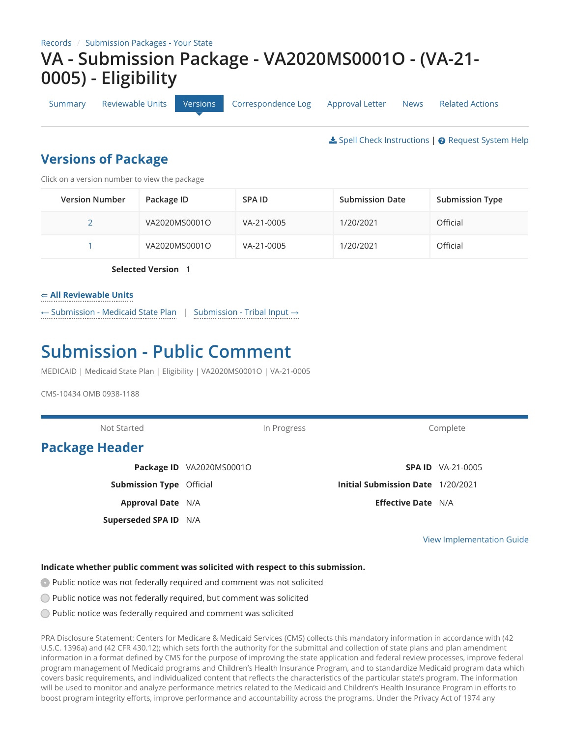Records / Submission Packages - Your State

# VA - Submission Package - VA2020MS0001O - (VA-21-0005) - Eligibility

Summary | Reviewable Units | Versions | Correspondence Log | Approval Letter | News | Related Actions

Spell Check Instructions | Request System Help

## Versions of Package

Click on a version number to view the package

| Version Number | Package ID | SPA ID | Submission Date | Submission Type |
|---|---|---|---|---|
| 2 | VA2020MS0001O | VA-21-0005 | 1/20/2021 | Official |
| 1 | VA2020MS0001O | VA-21-0005 | 1/20/2021 | Official |

**Selected Version** 1

⇐ **All Reviewable Units**

← Submission - Medicaid State Plan | Submission - Tribal Input →

# Submission - Public Comment

MEDICAID | Medicaid State Plan | Eligibility | VA2020MS0001O | VA-21-0005

CMS-10434 OMB 0938-1188

Not Started | In Progress | Complete

## Package Header

**Package ID** VA2020MS0001O

**SPA ID** VA-21-0005

**Submission Type** Official

**Initial Submission Date** 1/20/2021

**Approval Date** N/A

**Effective Date** N/A

**Superseded SPA ID** N/A

View Implementation Guide

**Indicate whether public comment was solicited with respect to this submission.**

- (•) Public notice was not federally required and comment was not solicited
- ( ) Public notice was not federally required, but comment was solicited
- ( ) Public notice was federally required and comment was solicited

PRA Disclosure Statement: Centers for Medicare & Medicaid Services (CMS) collects this mandatory information in accordance with (42 U.S.C. 1396a) and (42 CFR 430.12); which sets forth the authority for the submittal and collection of state plans and plan amendment information in a format defined by CMS for the purpose of improving the state application and federal review processes, improve federal program management of Medicaid programs and Children's Health Insurance Program, and to standardize Medicaid program data which covers basic requirements, and individualized content that reflects the characteristics of the particular state's program. The information will be used to monitor and analyze performance metrics related to the Medicaid and Children's Health Insurance Program in efforts to boost program integrity efforts, improve performance and accountability across the programs. Under the Privacy Act of 1974 any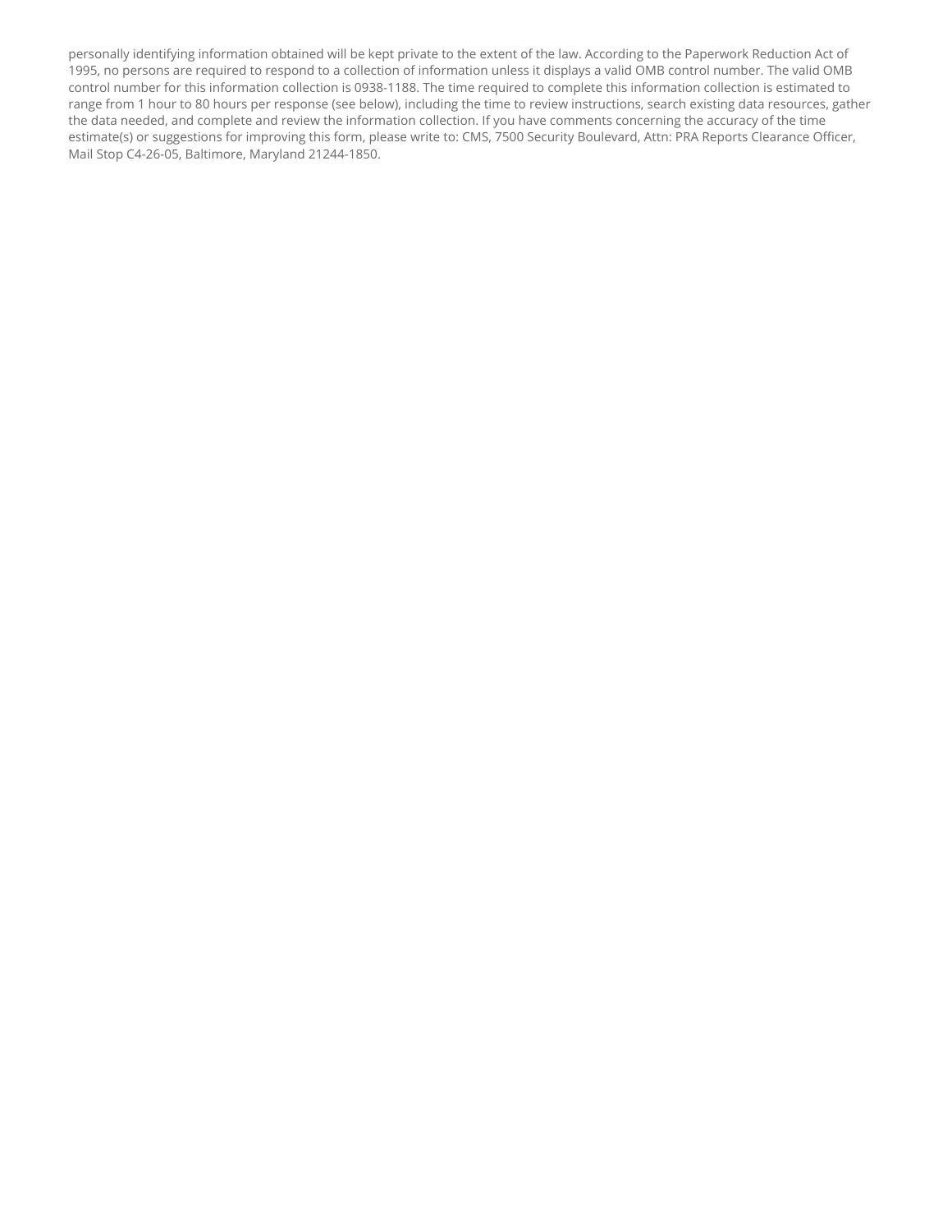personally identifying information obtained will be kept private to the extent of the law. According to the Paperwork Reduction Act of 1995, no persons are required to respond to a collection of information unless it displays a valid OMB control number. The valid OMB control number for this information collection is 0938-1188. The time required to complete this information collection is estimated to range from 1 hour to 80 hours per response (see below), including the time to review instructions, search existing data resources, gather the data needed, and complete and review the information collection. If you have comments concerning the accuracy of the time estimate(s) or suggestions for improving this form, please write to: CMS, 7500 Security Boulevard, Attn: PRA Reports Clearance Officer, Mail Stop C4-26-05, Baltimore, Maryland 21244-1850.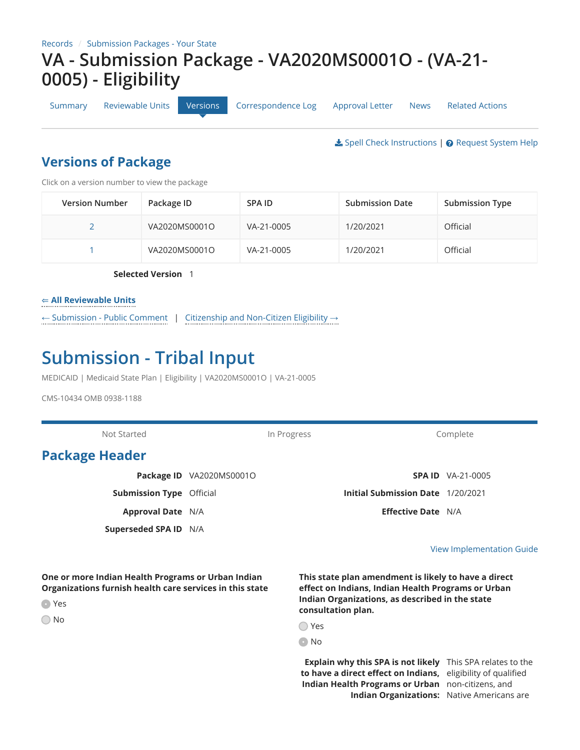Records / Submission Packages - Your State

# VA - Submission Package - VA2020MS0001O - (VA-21-0005) - Eligibility

Summary | Reviewable Units | Versions | Correspondence Log | Approval Letter | News | Related Actions

Spell Check Instructions | Request System Help

## Versions of Package

Click on a version number to view the package

| Version Number | Package ID | SPA ID | Submission Date | Submission Type |
|---|---|---|---|---|
| 2 | VA2020MS0001O | VA-21-0005 | 1/20/2021 | Official |
| 1 | VA2020MS0001O | VA-21-0005 | 1/20/2021 | Official |

**Selected Version** 1

⇐ **All Reviewable Units**

← Submission - Public Comment | Citizenship and Non-Citizen Eligibility →

# Submission - Tribal Input

MEDICAID | Medicaid State Plan | Eligibility | VA2020MS0001O | VA-21-0005

CMS-10434 OMB 0938-1188

Not Started | In Progress | Complete

## Package Header

**Package ID** VA2020MS0001O

**Submission Type** Official

**Approval Date** N/A

**Superseded SPA ID** N/A

**SPA ID** VA-21-0005

**Initial Submission Date** 1/20/2021

**Effective Date** N/A

View Implementation Guide

**One or more Indian Health Programs or Urban Indian Organizations furnish health care services in this state**

- (selected) Yes
- No

**This state plan amendment is likely to have a direct effect on Indians, Indian Health Programs or Urban Indian Organizations, as described in the state consultation plan.**

- Yes
- (selected) No

**Explain why this SPA is not likely to have a direct effect on Indians, Indian Health Programs or Urban Indian Organizations:** This SPA relates to the eligibility of qualified non-citizens, and Native Americans are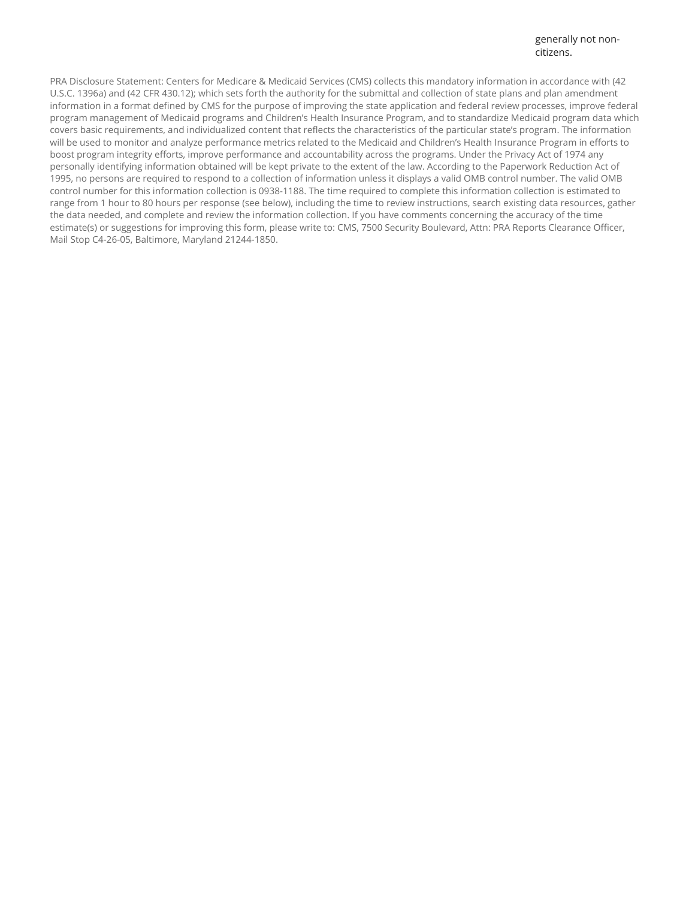generally not non-citizens.

PRA Disclosure Statement: Centers for Medicare & Medicaid Services (CMS) collects this mandatory information in accordance with (42 U.S.C. 1396a) and (42 CFR 430.12); which sets forth the authority for the submittal and collection of state plans and plan amendment information in a format defined by CMS for the purpose of improving the state application and federal review processes, improve federal program management of Medicaid programs and Children's Health Insurance Program, and to standardize Medicaid program data which covers basic requirements, and individualized content that reflects the characteristics of the particular state's program. The information will be used to monitor and analyze performance metrics related to the Medicaid and Children's Health Insurance Program in efforts to boost program integrity efforts, improve performance and accountability across the programs. Under the Privacy Act of 1974 any personally identifying information obtained will be kept private to the extent of the law. According to the Paperwork Reduction Act of 1995, no persons are required to respond to a collection of information unless it displays a valid OMB control number. The valid OMB control number for this information collection is 0938-1188. The time required to complete this information collection is estimated to range from 1 hour to 80 hours per response (see below), including the time to review instructions, search existing data resources, gather the data needed, and complete and review the information collection. If you have comments concerning the accuracy of the time estimate(s) or suggestions for improving this form, please write to: CMS, 7500 Security Boulevard, Attn: PRA Reports Clearance Officer, Mail Stop C4-26-05, Baltimore, Maryland 21244-1850.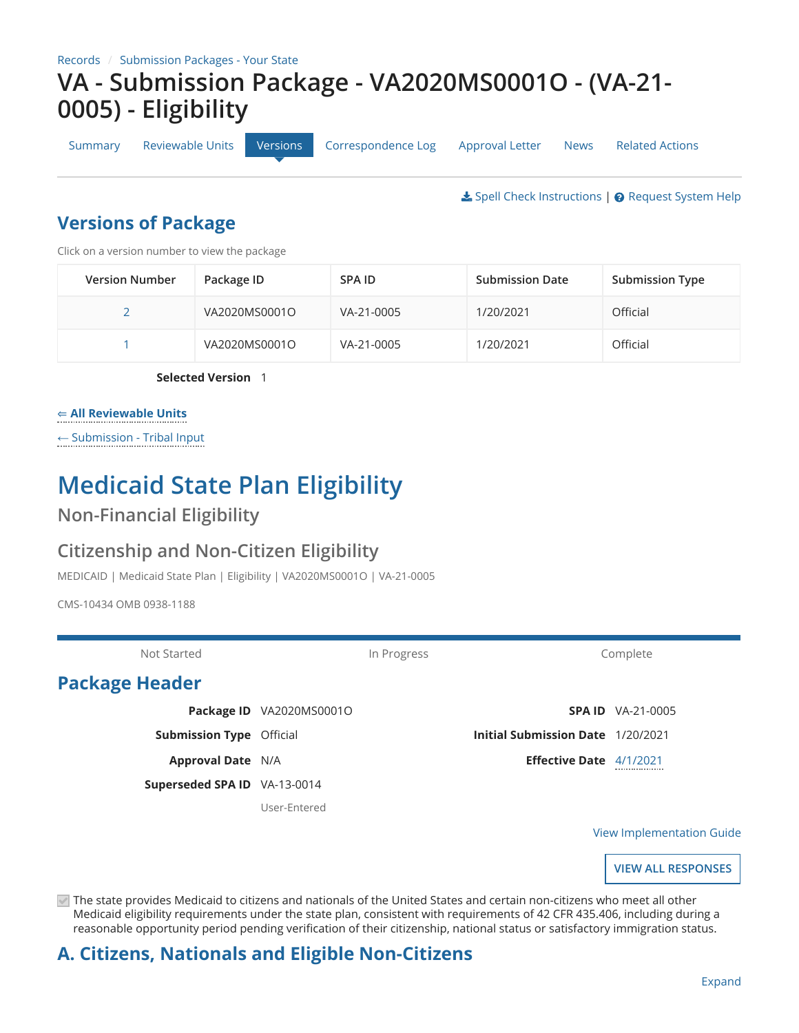Records / Submission Packages - Your State

# VA - Submission Package - VA2020MS0001O - (VA-21-0005) - Eligibility

Summary | Reviewable Units | Versions | Correspondence Log | Approval Letter | News | Related Actions

Spell Check Instructions | Request System Help

## Versions of Package

Click on a version number to view the package

| Version Number | Package ID | SPA ID | Submission Date | Submission Type |
|---|---|---|---|---|
| 2 | VA2020MS0001O | VA-21-0005 | 1/20/2021 | Official |
| 1 | VA2020MS0001O | VA-21-0005 | 1/20/2021 | Official |

**Selected Version** 1

⇐ **All Reviewable Units**

← Submission - Tribal Input

# Medicaid State Plan Eligibility

## Non-Financial Eligibility

## Citizenship and Non-Citizen Eligibility

MEDICAID | Medicaid State Plan | Eligibility | VA2020MS0001O | VA-21-0005

CMS-10434 OMB 0938-1188

Not Started | In Progress | Complete

## Package Header

**Package ID** VA2020MS0001O

**Submission Type** Official

**Approval Date** N/A

**Superseded SPA ID** VA-13-0014

User-Entered

**SPA ID** VA-21-0005

**Initial Submission Date** 1/20/2021

**Effective Date** 4/1/2021

View Implementation Guide

VIEW ALL RESPONSES

☑ The state provides Medicaid to citizens and nationals of the United States and certain non-citizens who meet all other Medicaid eligibility requirements under the state plan, consistent with requirements of 42 CFR 435.406, including during a reasonable opportunity period pending verification of their citizenship, national status or satisfactory immigration status.

## A. Citizens, Nationals and Eligible Non-Citizens

Expand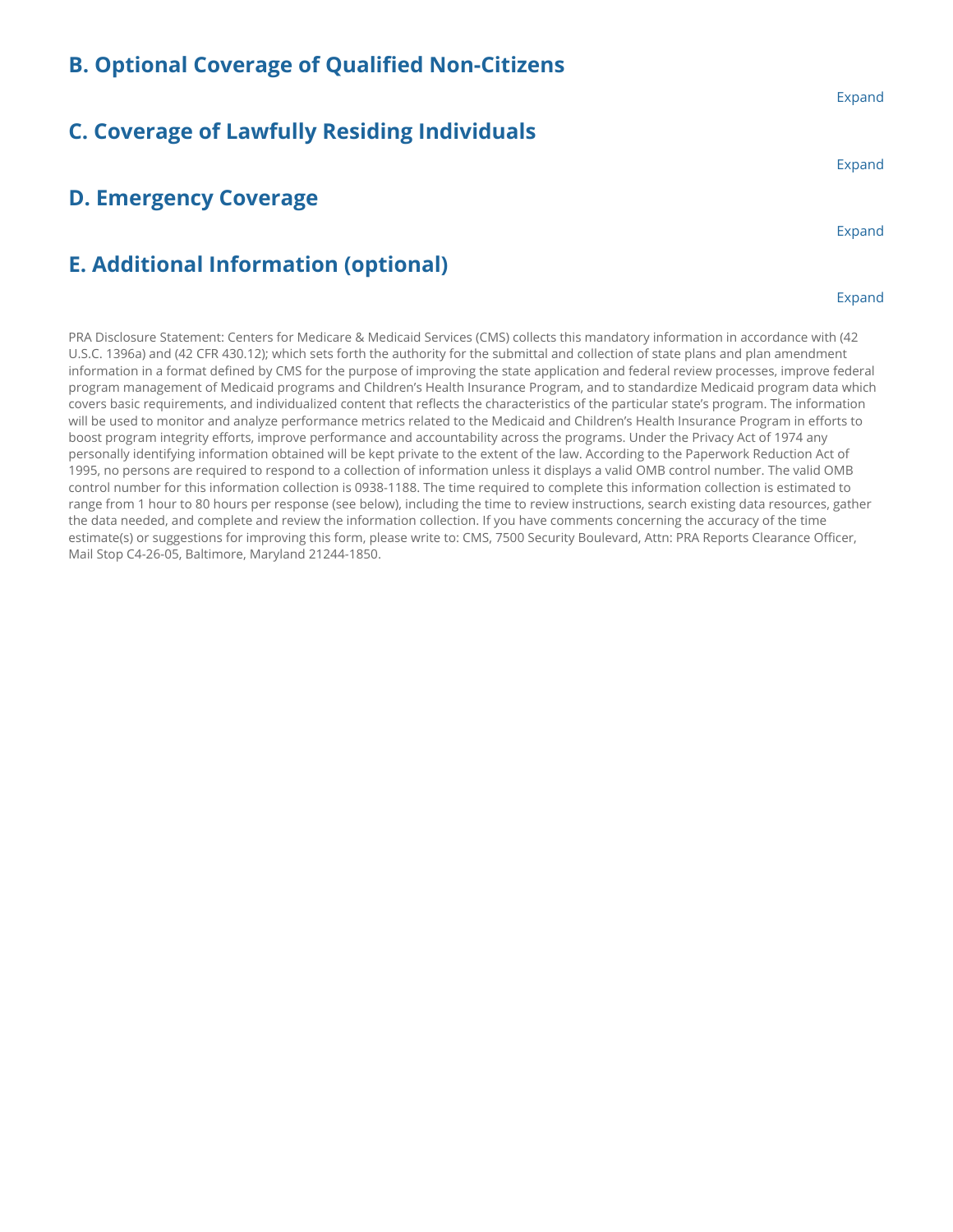## B. Optional Coverage of Qualified Non-Citizens

Expand

## C. Coverage of Lawfully Residing Individuals

Expand

## D. Emergency Coverage

Expand

## E. Additional Information (optional)

Expand

PRA Disclosure Statement: Centers for Medicare & Medicaid Services (CMS) collects this mandatory information in accordance with (42 U.S.C. 1396a) and (42 CFR 430.12); which sets forth the authority for the submittal and collection of state plans and plan amendment information in a format defined by CMS for the purpose of improving the state application and federal review processes, improve federal program management of Medicaid programs and Children's Health Insurance Program, and to standardize Medicaid program data which covers basic requirements, and individualized content that reflects the characteristics of the particular state's program. The information will be used to monitor and analyze performance metrics related to the Medicaid and Children's Health Insurance Program in efforts to boost program integrity efforts, improve performance and accountability across the programs. Under the Privacy Act of 1974 any personally identifying information obtained will be kept private to the extent of the law. According to the Paperwork Reduction Act of 1995, no persons are required to respond to a collection of information unless it displays a valid OMB control number. The valid OMB control number for this information collection is 0938-1188. The time required to complete this information collection is estimated to range from 1 hour to 80 hours per response (see below), including the time to review instructions, search existing data resources, gather the data needed, and complete and review the information collection. If you have comments concerning the accuracy of the time estimate(s) or suggestions for improving this form, please write to: CMS, 7500 Security Boulevard, Attn: PRA Reports Clearance Officer, Mail Stop C4-26-05, Baltimore, Maryland 21244-1850.